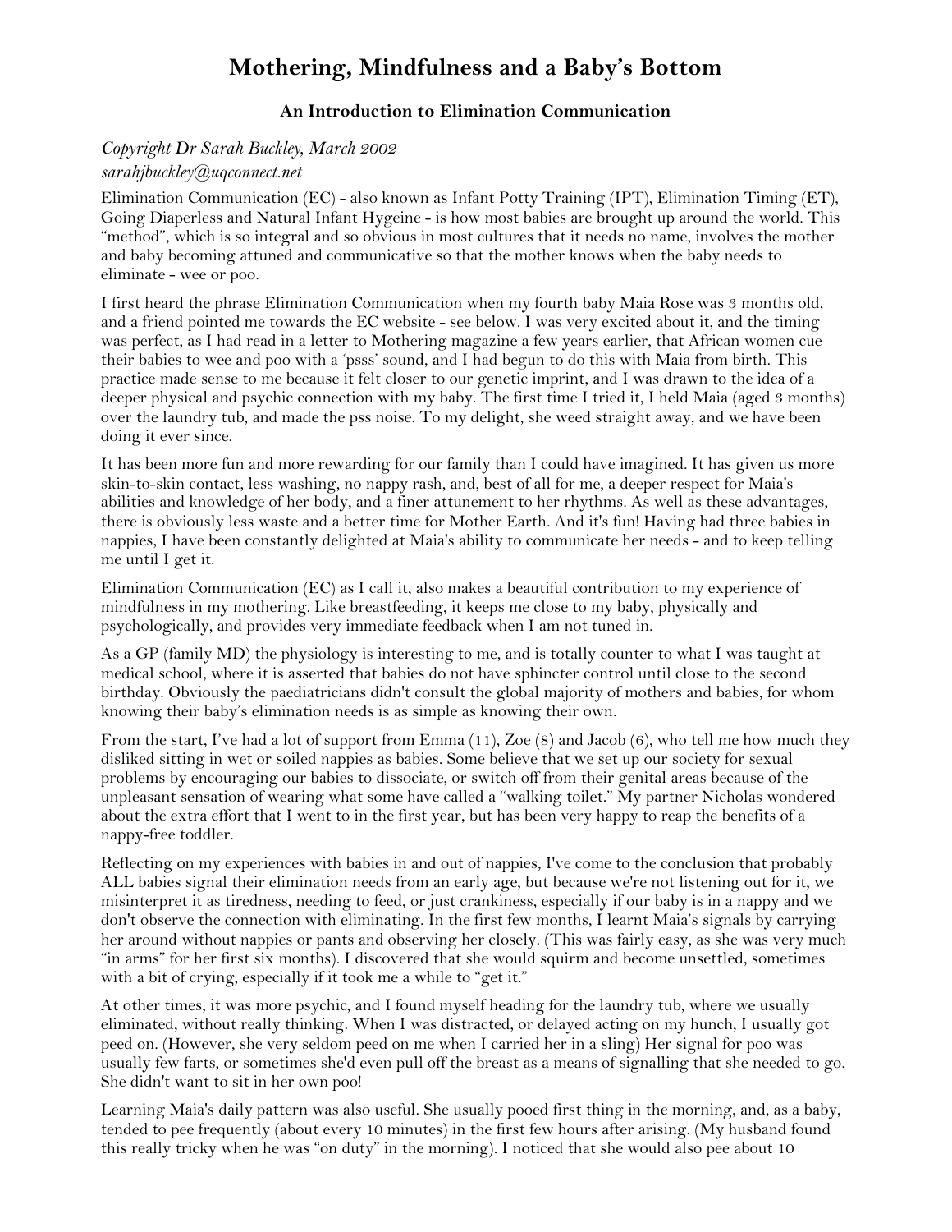# Mothering, Mindfulness and a Baby's Bottom

### An Introduction to Elimination Communication

*Copyright Dr Sarah Buckley, March 2002*
*sarahjbuckley@uqconnect.net*

Elimination Communication (EC) - also known as Infant Potty Training (IPT), Elimination Timing (ET), Going Diaperless and Natural Infant Hygeine - is how most babies are brought up around the world. This "method", which is so integral and so obvious in most cultures that it needs no name, involves the mother and baby becoming attuned and communicative so that the mother knows when the baby needs to eliminate - wee or poo.

I first heard the phrase Elimination Communication when my fourth baby Maia Rose was 3 months old, and a friend pointed me towards the EC website - see below. I was very excited about it, and the timing was perfect, as I had read in a letter to Mothering magazine a few years earlier, that African women cue their babies to wee and poo with a 'psss' sound, and I had begun to do this with Maia from birth. This practice made sense to me because it felt closer to our genetic imprint, and I was drawn to the idea of a deeper physical and psychic connection with my baby. The first time I tried it, I held Maia (aged 3 months) over the laundry tub, and made the pss noise. To my delight, she weed straight away, and we have been doing it ever since.

It has been more fun and more rewarding for our family than I could have imagined. It has given us more skin-to-skin contact, less washing, no nappy rash, and, best of all for me, a deeper respect for Maia's abilities and knowledge of her body, and a finer attunement to her rhythms. As well as these advantages, there is obviously less waste and a better time for Mother Earth. And it's fun! Having had three babies in nappies, I have been constantly delighted at Maia's ability to communicate her needs - and to keep telling me until I get it.

Elimination Communication (EC) as I call it, also makes a beautiful contribution to my experience of mindfulness in my mothering. Like breastfeeding, it keeps me close to my baby, physically and psychologically, and provides very immediate feedback when I am not tuned in.

As a GP (family MD) the physiology is interesting to me, and is totally counter to what I was taught at medical school, where it is asserted that babies do not have sphincter control until close to the second birthday. Obviously the paediatricians didn't consult the global majority of mothers and babies, for whom knowing their baby's elimination needs is as simple as knowing their own.

From the start, I've had a lot of support from Emma (11), Zoe (8) and Jacob (6), who tell me how much they disliked sitting in wet or soiled nappies as babies. Some believe that we set up our society for sexual problems by encouraging our babies to dissociate, or switch off from their genital areas because of the unpleasant sensation of wearing what some have called a "walking toilet." My partner Nicholas wondered about the extra effort that I went to in the first year, but has been very happy to reap the benefits of a nappy-free toddler.

Reflecting on my experiences with babies in and out of nappies, I've come to the conclusion that probably ALL babies signal their elimination needs from an early age, but because we're not listening out for it, we misinterpret it as tiredness, needing to feed, or just crankiness, especially if our baby is in a nappy and we don't observe the connection with eliminating. In the first few months, I learnt Maia's signals by carrying her around without nappies or pants and observing her closely. (This was fairly easy, as she was very much "in arms" for her first six months). I discovered that she would squirm and become unsettled, sometimes with a bit of crying, especially if it took me a while to "get it."

At other times, it was more psychic, and I found myself heading for the laundry tub, where we usually eliminated, without really thinking. When I was distracted, or delayed acting on my hunch, I usually got peed on. (However, she very seldom peed on me when I carried her in a sling) Her signal for poo was usually few farts, or sometimes she'd even pull off the breast as a means of signalling that she needed to go. She didn't want to sit in her own poo!

Learning Maia's daily pattern was also useful. She usually pooed first thing in the morning, and, as a baby, tended to pee frequently (about every 10 minutes) in the first few hours after arising. (My husband found this really tricky when he was "on duty" in the morning). I noticed that she would also pee about 10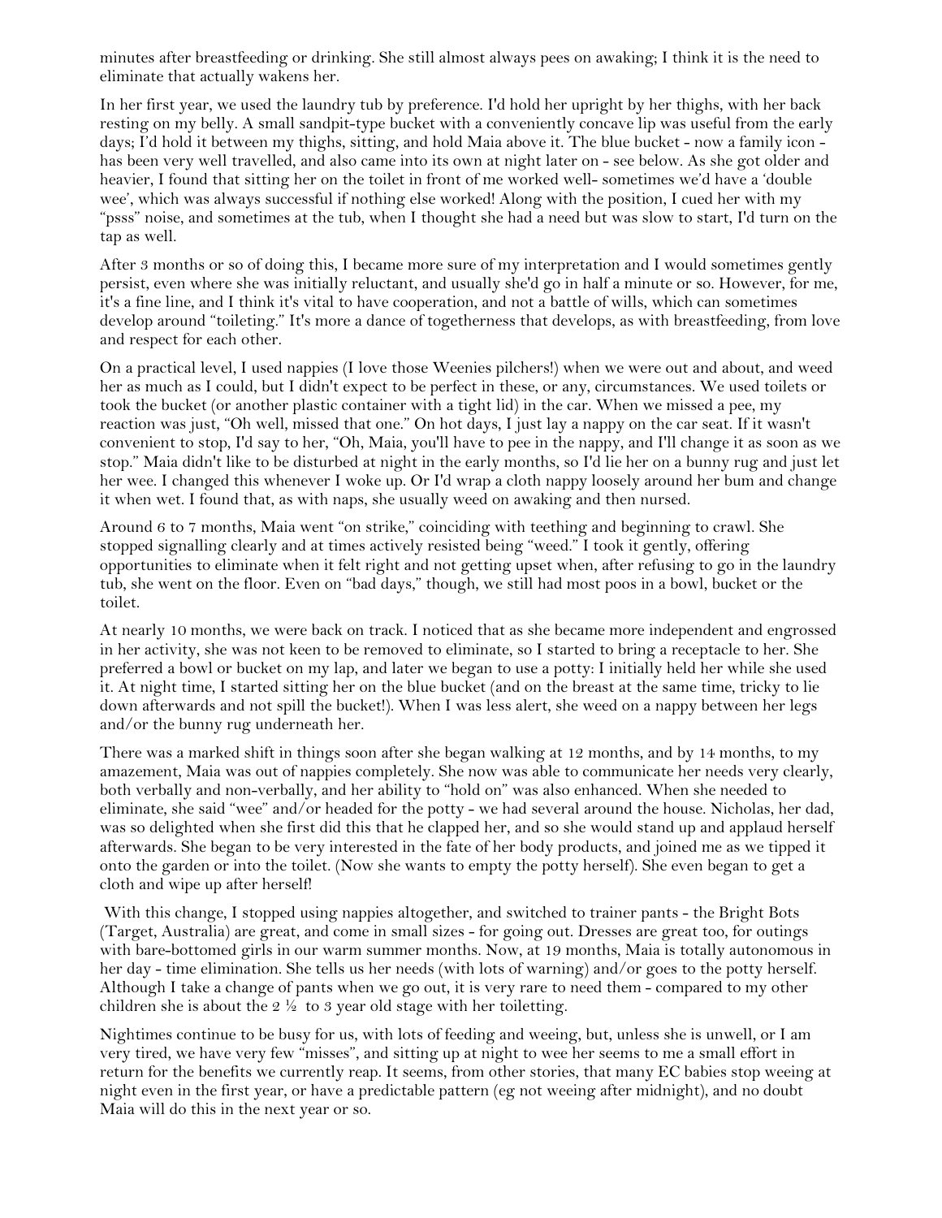minutes after breastfeeding or drinking. She still almost always pees on awaking; I think it is the need to eliminate that actually wakens her.

In her first year, we used the laundry tub by preference. I'd hold her upright by her thighs, with her back resting on my belly. A small sandpit-type bucket with a conveniently concave lip was useful from the early days; I'd hold it between my thighs, sitting, and hold Maia above it. The blue bucket - now a family icon - has been very well travelled, and also came into its own at night later on - see below. As she got older and heavier, I found that sitting her on the toilet in front of me worked well- sometimes we'd have a 'double wee', which was always successful if nothing else worked! Along with the position, I cued her with my "psss" noise, and sometimes at the tub, when I thought she had a need but was slow to start, I'd turn on the tap as well.

After 3 months or so of doing this, I became more sure of my interpretation and I would sometimes gently persist, even where she was initially reluctant, and usually she'd go in half a minute or so. However, for me, it's a fine line, and I think it's vital to have cooperation, and not a battle of wills, which can sometimes develop around "toileting." It's more a dance of togetherness that develops, as with breastfeeding, from love and respect for each other.

On a practical level, I used nappies (I love those Weenies pilchers!) when we were out and about, and weed her as much as I could, but I didn't expect to be perfect in these, or any, circumstances. We used toilets or took the bucket (or another plastic container with a tight lid) in the car. When we missed a pee, my reaction was just, "Oh well, missed that one." On hot days, I just lay a nappy on the car seat. If it wasn't convenient to stop, I'd say to her, "Oh, Maia, you'll have to pee in the nappy, and I'll change it as soon as we stop." Maia didn't like to be disturbed at night in the early months, so I'd lie her on a bunny rug and just let her wee. I changed this whenever I woke up. Or I'd wrap a cloth nappy loosely around her bum and change it when wet. I found that, as with naps, she usually weed on awaking and then nursed.

Around 6 to 7 months, Maia went "on strike," coinciding with teething and beginning to crawl. She stopped signalling clearly and at times actively resisted being "weed." I took it gently, offering opportunities to eliminate when it felt right and not getting upset when, after refusing to go in the laundry tub, she went on the floor. Even on "bad days," though, we still had most poos in a bowl, bucket or the toilet.

At nearly 10 months, we were back on track. I noticed that as she became more independent and engrossed in her activity, she was not keen to be removed to eliminate, so I started to bring a receptacle to her. She preferred a bowl or bucket on my lap, and later we began to use a potty: I initially held her while she used it. At night time, I started sitting her on the blue bucket (and on the breast at the same time, tricky to lie down afterwards and not spill the bucket!). When I was less alert, she weed on a nappy between her legs and/or the bunny rug underneath her.

There was a marked shift in things soon after she began walking at 12 months, and by 14 months, to my amazement, Maia was out of nappies completely. She now was able to communicate her needs very clearly, both verbally and non-verbally, and her ability to "hold on" was also enhanced. When she needed to eliminate, she said "wee" and/or headed for the potty - we had several around the house. Nicholas, her dad, was so delighted when she first did this that he clapped her, and so she would stand up and applaud herself afterwards. She began to be very interested in the fate of her body products, and joined me as we tipped it onto the garden or into the toilet. (Now she wants to empty the potty herself). She even began to get a cloth and wipe up after herself!

With this change, I stopped using nappies altogether, and switched to trainer pants - the Bright Bots (Target, Australia) are great, and come in small sizes - for going out. Dresses are great too, for outings with bare-bottomed girls in our warm summer months. Now, at 19 months, Maia is totally autonomous in her day - time elimination. She tells us her needs (with lots of warning) and/or goes to the potty herself. Although I take a change of pants when we go out, it is very rare to need them - compared to my other children she is about the 2 ½ to 3 year old stage with her toiletting.

Nightimes continue to be busy for us, with lots of feeding and weeing, but, unless she is unwell, or I am very tired, we have very few "misses", and sitting up at night to wee her seems to me a small effort in return for the benefits we currently reap. It seems, from other stories, that many EC babies stop weeing at night even in the first year, or have a predictable pattern (eg not weeing after midnight), and no doubt Maia will do this in the next year or so.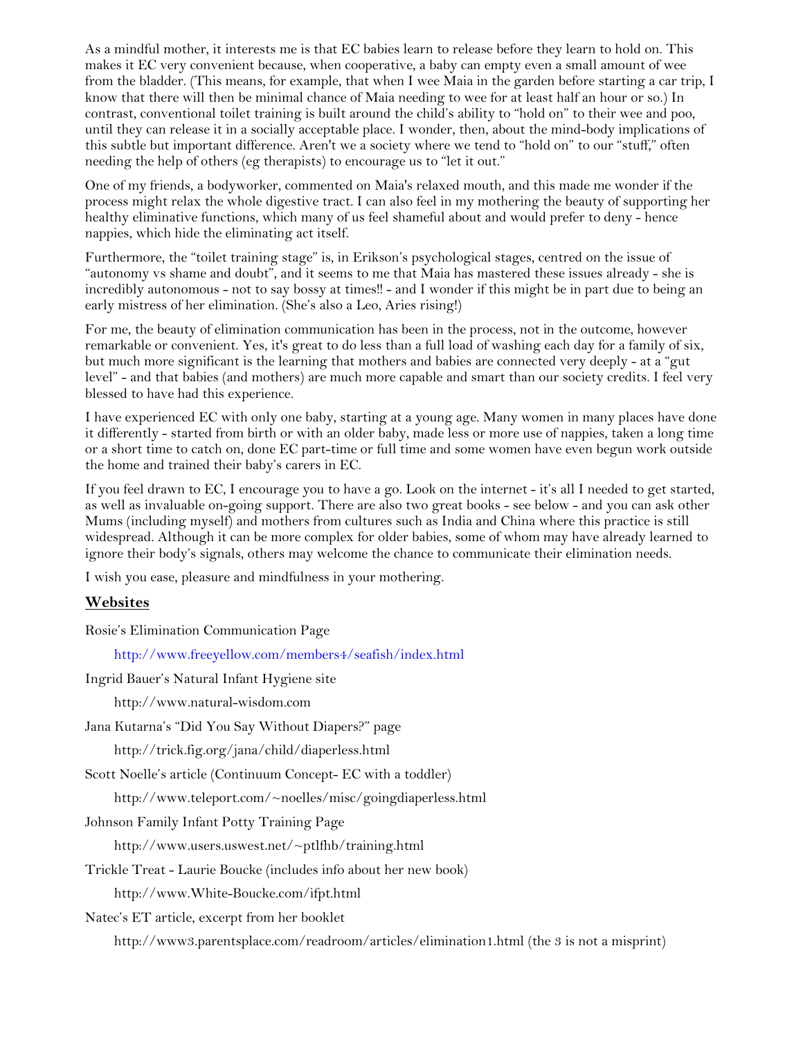As a mindful mother, it interests me is that EC babies learn to release before they learn to hold on. This makes it EC very convenient because, when cooperative, a baby can empty even a small amount of wee from the bladder. (This means, for example, that when I wee Maia in the garden before starting a car trip, I know that there will then be minimal chance of Maia needing to wee for at least half an hour or so.) In contrast, conventional toilet training is built around the child's ability to "hold on" to their wee and poo, until they can release it in a socially acceptable place. I wonder, then, about the mind-body implications of this subtle but important difference. Aren't we a society where we tend to "hold on" to our "stuff," often needing the help of others (eg therapists) to encourage us to "let it out."

One of my friends, a bodyworker, commented on Maia's relaxed mouth, and this made me wonder if the process might relax the whole digestive tract. I can also feel in my mothering the beauty of supporting her healthy eliminative functions, which many of us feel shameful about and would prefer to deny - hence nappies, which hide the eliminating act itself.

Furthermore, the "toilet training stage" is, in Erikson's psychological stages, centred on the issue of "autonomy vs shame and doubt", and it seems to me that Maia has mastered these issues already - she is incredibly autonomous - not to say bossy at times!! - and I wonder if this might be in part due to being an early mistress of her elimination. (She's also a Leo, Aries rising!)

For me, the beauty of elimination communication has been in the process, not in the outcome, however remarkable or convenient. Yes, it's great to do less than a full load of washing each day for a family of six, but much more significant is the learning that mothers and babies are connected very deeply - at a "gut level" - and that babies (and mothers) are much more capable and smart than our society credits. I feel very blessed to have had this experience.

I have experienced EC with only one baby, starting at a young age. Many women in many places have done it differently - started from birth or with an older baby, made less or more use of nappies, taken a long time or a short time to catch on, done EC part-time or full time and some women have even begun work outside the home and trained their baby's carers in EC.

If you feel drawn to EC, I encourage you to have a go. Look on the internet - it's all I needed to get started, as well as invaluable on-going support. There are also two great books - see below - and you can ask other Mums (including myself) and mothers from cultures such as India and China where this practice is still widespread. Although it can be more complex for older babies, some of whom may have already learned to ignore their body's signals, others may welcome the chance to communicate their elimination needs.

I wish you ease, pleasure and mindfulness in your mothering.

## **Websites**

Rosie's Elimination Communication Page

http://www.freeyellow.com/members4/seafish/index.html

Ingrid Bauer's Natural Infant Hygiene site

http://www.natural-wisdom.com

Jana Kutarna's "Did You Say Without Diapers?" page

http://trick.fig.org/jana/child/diaperless.html

Scott Noelle's article (Continuum Concept- EC with a toddler)

http://www.teleport.com/~noelles/misc/goingdiaperless.html

Johnson Family Infant Potty Training Page

http://www.users.uswest.net/~ptlfhb/training.html

Trickle Treat - Laurie Boucke (includes info about her new book)

http://www.White-Boucke.com/ifpt.html

Natec's ET article, excerpt from her booklet

http://www3.parentsplace.com/readroom/articles/elimination1.html (the 3 is not a misprint)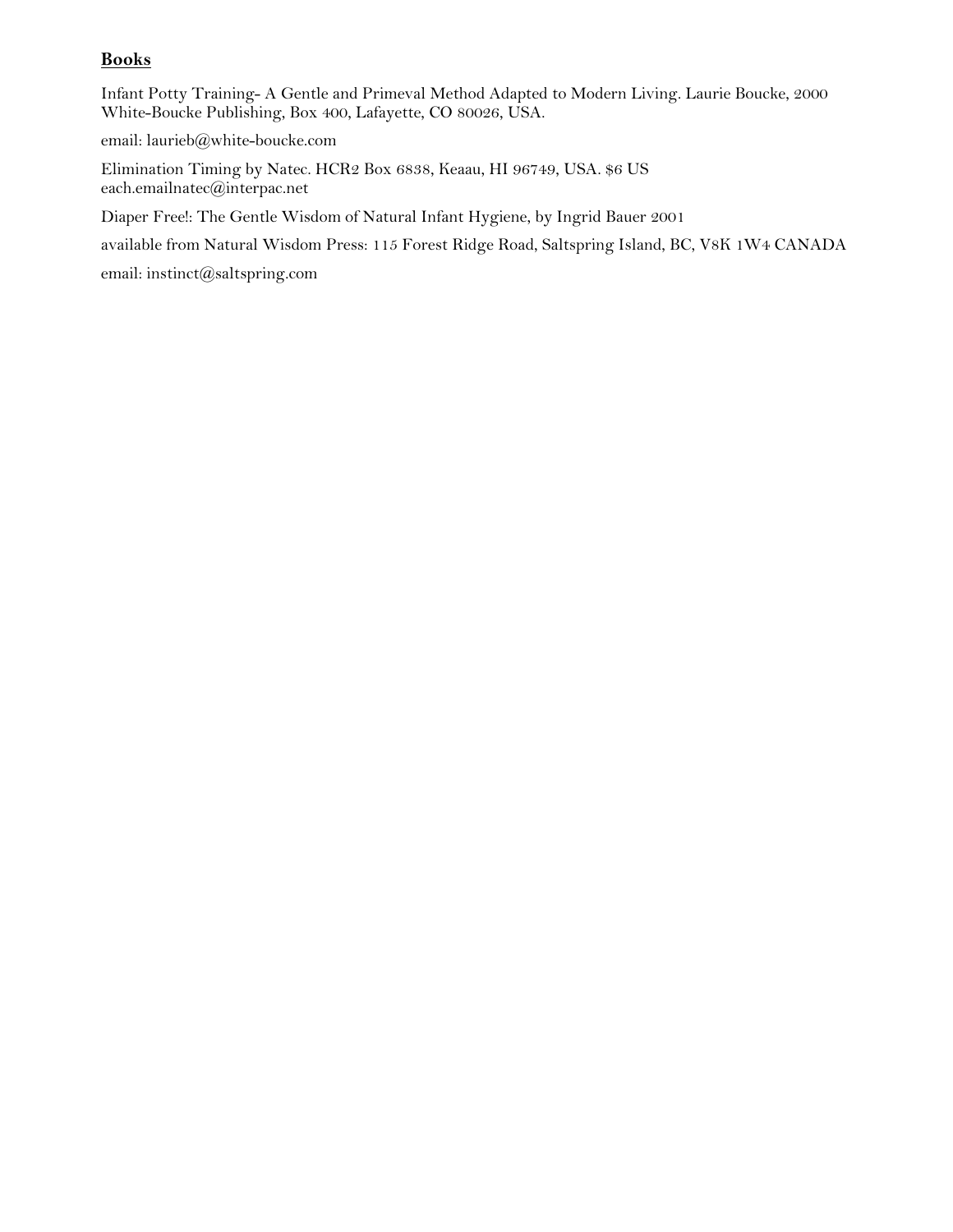## Books

Infant Potty Training- A Gentle and Primeval Method Adapted to Modern Living. Laurie Boucke, 2000 White-Boucke Publishing, Box 400, Lafayette, CO 80026, USA.

email: laurieb@white-boucke.com

Elimination Timing by Natec. HCR2 Box 6838, Keaau, HI 96749, USA. $6 US each.emailnatec@interpac.net

Diaper Free!: The Gentle Wisdom of Natural Infant Hygiene, by Ingrid Bauer 2001

available from Natural Wisdom Press: 115 Forest Ridge Road, Saltspring Island, BC, V8K 1W4 CANADA

email: instinct@saltspring.com